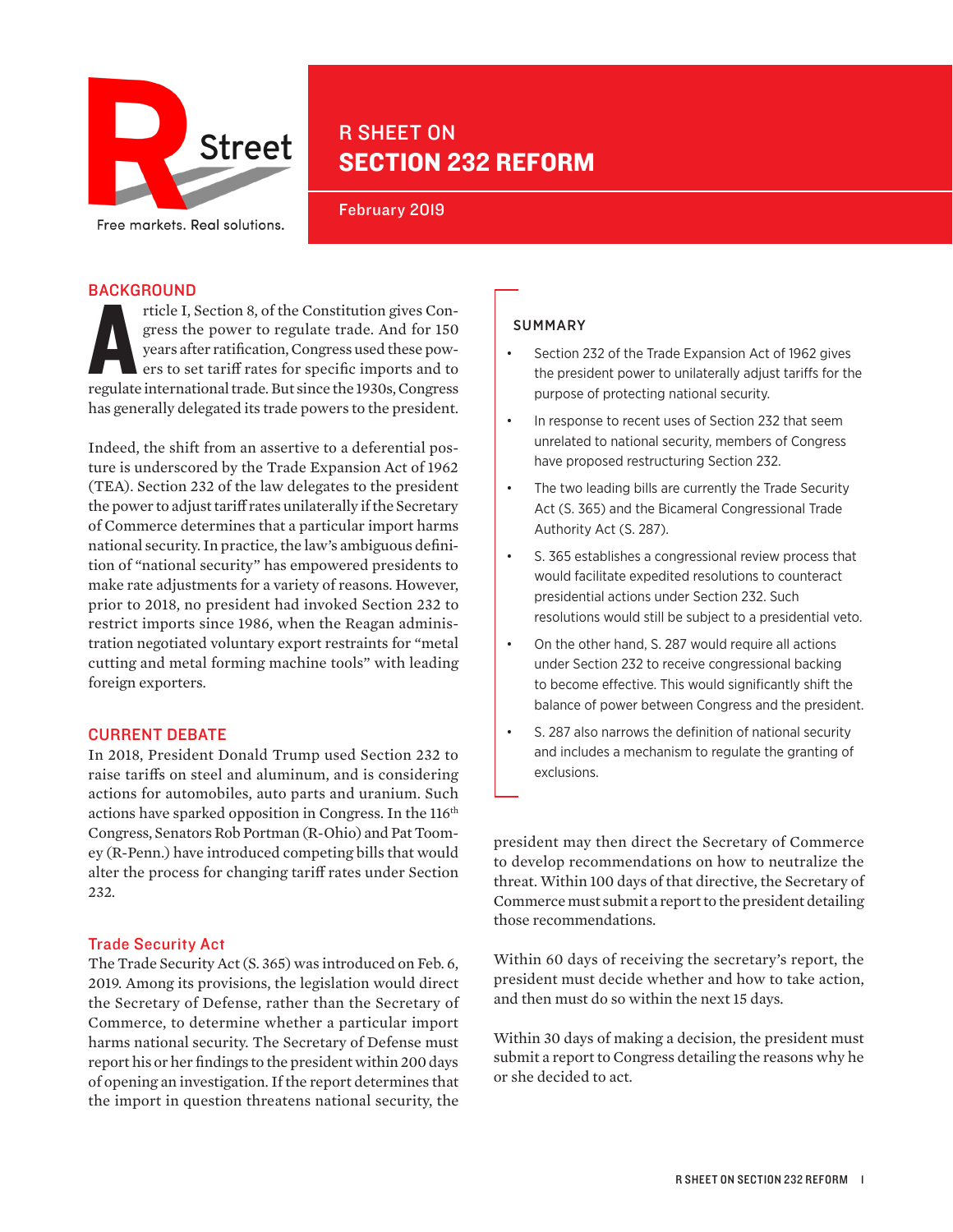# R SHEET ON SECTION 232 REFORM

February 2019

Free markets. Real solutions.

## BACKGROUND

Article I, Section 8, of the Constitution gives Congress the power to regulate trade. And for 150 years after ratification, Congress used these powers to set tariff rates for specific imports and to regulate international trade. But since the 1930s, Congress has generally delegated its trade powers to the president.

Indeed, the shift from an assertive to a deferential posture is underscored by the Trade Expansion Act of 1962 (TEA). Section 232 of the law delegates to the president the power to adjust tariff rates unilaterally if the Secretary of Commerce determines that a particular import harms national security. In practice, the law's ambiguous definition of "national security" has empowered presidents to make rate adjustments for a variety of reasons. However, prior to 2018, no president had invoked Section 232 to restrict imports since 1986, when the Reagan administration negotiated voluntary export restraints for "metal cutting and metal forming machine tools" with leading foreign exporters.

## CURRENT DEBATE

In 2018, President Donald Trump used Section 232 to raise tariffs on steel and aluminum, and is considering actions for automobiles, auto parts and uranium. Such actions have sparked opposition in Congress. In the 116th Congress, Senators Rob Portman (R-Ohio) and Pat Toomey (R-Penn.) have introduced competing bills that would alter the process for changing tariff rates under Section 232.

### Trade Security Act

The Trade Security Act (S. 365) was introduced on Feb. 6, 2019. Among its provisions, the legislation would direct the Secretary of Defense, rather than the Secretary of Commerce, to determine whether a particular import harms national security. The Secretary of Defense must report his or her findings to the president within 200 days of opening an investigation. If the report determines that the import in question threatens national security, the president may then direct the Secretary of Commerce to develop recommendations on how to neutralize the threat. Within 100 days of that directive, the Secretary of Commerce must submit a report to the president detailing those recommendations.

Within 60 days of receiving the secretary's report, the president must decide whether and how to take action, and then must do so within the next 15 days.

Within 30 days of making a decision, the president must submit a report to Congress detailing the reasons why he or she decided to act.

## SUMMARY

- Section 232 of the Trade Expansion Act of 1962 gives the president power to unilaterally adjust tariffs for the purpose of protecting national security.
- In response to recent uses of Section 232 that seem unrelated to national security, members of Congress have proposed restructuring Section 232.
- The two leading bills are currently the Trade Security Act (S. 365) and the Bicameral Congressional Trade Authority Act (S. 287).
- S. 365 establishes a congressional review process that would facilitate expedited resolutions to counteract presidential actions under Section 232. Such resolutions would still be subject to a presidential veto.
- On the other hand, S. 287 would require all actions under Section 232 to receive congressional backing to become effective. This would significantly shift the balance of power between Congress and the president.
- S. 287 also narrows the definition of national security and includes a mechanism to regulate the granting of exclusions.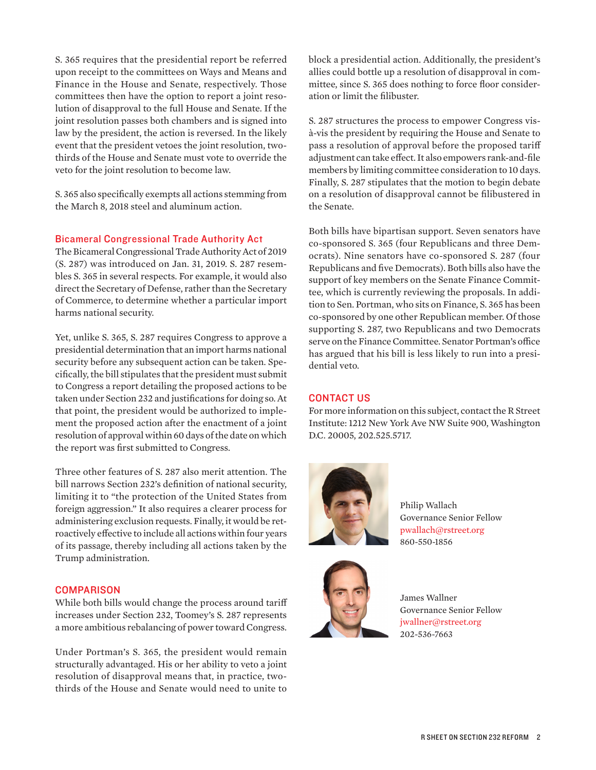S. 365 requires that the presidential report be referred upon receipt to the committees on Ways and Means and Finance in the House and Senate, respectively. Those committees then have the option to report a joint resolution of disapproval to the full House and Senate. If the joint resolution passes both chambers and is signed into law by the president, the action is reversed. In the likely event that the president vetoes the joint resolution, two-thirds of the House and Senate must vote to override the veto for the joint resolution to become law.

S. 365 also specifically exempts all actions stemming from the March 8, 2018 steel and aluminum action.

## Bicameral Congressional Trade Authority Act

The Bicameral Congressional Trade Authority Act of 2019 (S. 287) was introduced on Jan. 31, 2019. S. 287 resembles S. 365 in several respects. For example, it would also direct the Secretary of Defense, rather than the Secretary of Commerce, to determine whether a particular import harms national security.

Yet, unlike S. 365, S. 287 requires Congress to approve a presidential determination that an import harms national security before any subsequent action can be taken. Specifically, the bill stipulates that the president must submit to Congress a report detailing the proposed actions to be taken under Section 232 and justifications for doing so. At that point, the president would be authorized to implement the proposed action after the enactment of a joint resolution of approval within 60 days of the date on which the report was first submitted to Congress.

Three other features of S. 287 also merit attention. The bill narrows Section 232's definition of national security, limiting it to "the protection of the United States from foreign aggression." It also requires a clearer process for administering exclusion requests. Finally, it would be retroactively effective to include all actions within four years of its passage, thereby including all actions taken by the Trump administration.

## COMPARISON

While both bills would change the process around tariff increases under Section 232, Toomey's S. 287 represents a more ambitious rebalancing of power toward Congress.

Under Portman's S. 365, the president would remain structurally advantaged. His or her ability to veto a joint resolution of disapproval means that, in practice, two-thirds of the House and Senate would need to unite to block a presidential action. Additionally, the president's allies could bottle up a resolution of disapproval in committee, since S. 365 does nothing to force floor consideration or limit the filibuster.

S. 287 structures the process to empower Congress vis-à-vis the president by requiring the House and Senate to pass a resolution of approval before the proposed tariff adjustment can take effect. It also empowers rank-and-file members by limiting committee consideration to 10 days. Finally, S. 287 stipulates that the motion to begin debate on a resolution of disapproval cannot be filibustered in the Senate.

Both bills have bipartisan support. Seven senators have co-sponsored S. 365 (four Republicans and three Democrats). Nine senators have co-sponsored S. 287 (four Republicans and five Democrats). Both bills also have the support of key members on the Senate Finance Committee, which is currently reviewing the proposals. In addition to Sen. Portman, who sits on Finance, S. 365 has been co-sponsored by one other Republican member. Of those supporting S. 287, two Republicans and two Democrats serve on the Finance Committee. Senator Portman's office has argued that his bill is less likely to run into a presidential veto.

## CONTACT US

For more information on this subject, contact the R Street Institute: 1212 New York Ave NW Suite 900, Washington D.C. 20005, 202.525.5717.

Philip Wallach
Governance Senior Fellow
pwallach@rstreet.org
860-550-1856

James Wallner
Governance Senior Fellow
jwallner@rstreet.org
202-536-7663